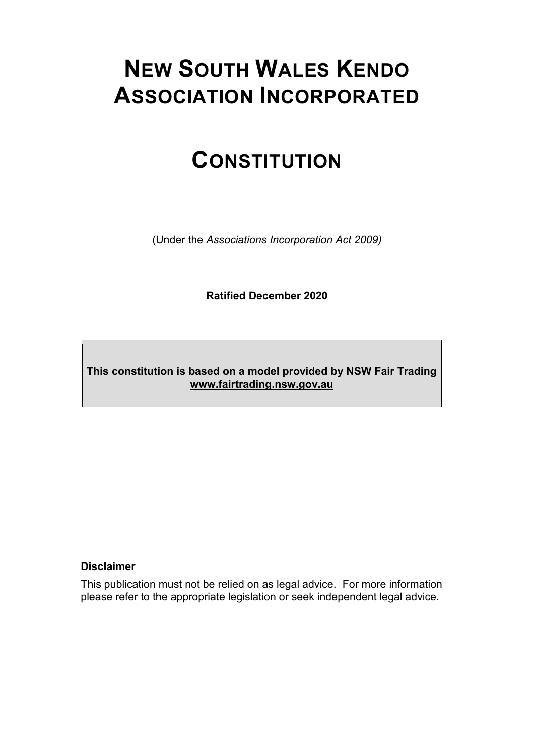# NEW SOUTH WALES KENDO ASSOCIATION INCORPORATED

# CONSTITUTION

(Under the *Associations Incorporation Act 2009)*

**Ratified December 2020**

**This constitution is based on a model provided by NSW Fair Trading**
**www.fairtrading.nsw.gov.au**

**Disclaimer**

This publication must not be relied on as legal advice. For more information please refer to the appropriate legislation or seek independent legal advice.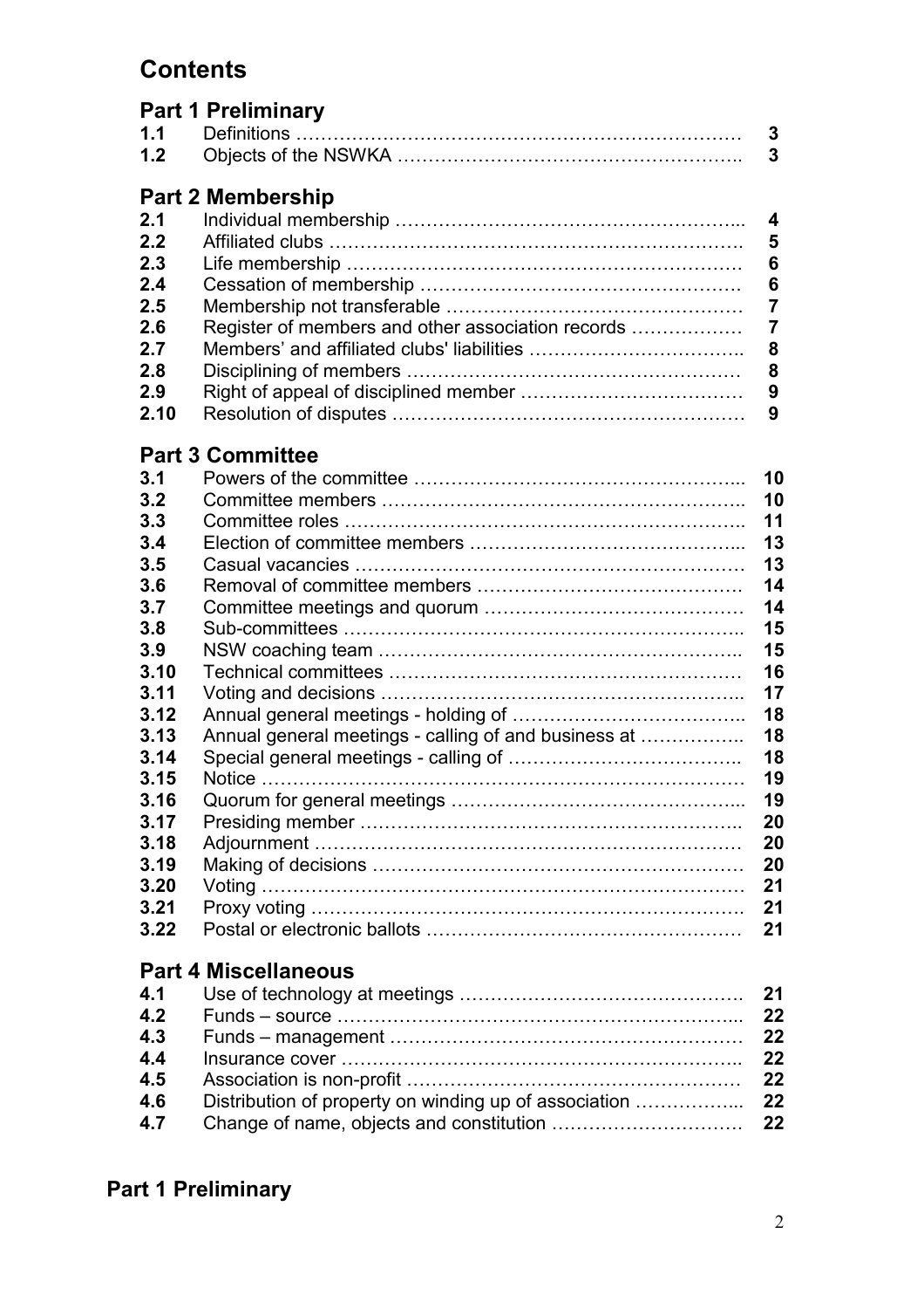# Contents

## Part 1 Preliminary

| | | |
|---|---|---|
| **1.1** | Definitions | **3** |
| **1.2** | Objects of the NSWKA | **3** |

## Part 2 Membership

| | | |
|---|---|---|
| **2.1** | Individual membership | **4** |
| **2.2** | Affiliated clubs | **5** |
| **2.3** | Life membership | **6** |
| **2.4** | Cessation of membership | **6** |
| **2.5** | Membership not transferable | **7** |
| **2.6** | Register of members and other association records | **7** |
| **2.7** | Members' and affiliated clubs' liabilities | **8** |
| **2.8** | Disciplining of members | **8** |
| **2.9** | Right of appeal of disciplined member | **9** |
| **2.10** | Resolution of disputes | **9** |

## Part 3 Committee

| | | |
|---|---|---|
| **3.1** | Powers of the committee | **10** |
| **3.2** | Committee members | **10** |
| **3.3** | Committee roles | **11** |
| **3.4** | Election of committee members | **13** |
| **3.5** | Casual vacancies | **13** |
| **3.6** | Removal of committee members | **14** |
| **3.7** | Committee meetings and quorum | **14** |
| **3.8** | Sub-committees | **15** |
| **3.9** | NSW coaching team | **15** |
| **3.10** | Technical committees | **16** |
| **3.11** | Voting and decisions | **17** |
| **3.12** | Annual general meetings - holding of | **18** |
| **3.13** | Annual general meetings - calling of and business at | **18** |
| **3.14** | Special general meetings - calling of | **18** |
| **3.15** | Notice | **19** |
| **3.16** | Quorum for general meetings | **19** |
| **3.17** | Presiding member | **20** |
| **3.18** | Adjournment | **20** |
| **3.19** | Making of decisions | **20** |
| **3.20** | Voting | **21** |
| **3.21** | Proxy voting | **21** |
| **3.22** | Postal or electronic ballots | **21** |

## Part 4 Miscellaneous

| | | |
|---|---|---|
| **4.1** | Use of technology at meetings | **21** |
| **4.2** | Funds – source | **22** |
| **4.3** | Funds – management | **22** |
| **4.4** | Insurance cover | **22** |
| **4.5** | Association is non-profit | **22** |
| **4.6** | Distribution of property on winding up of association | **22** |
| **4.7** | Change of name, objects and constitution | **22** |

# Part 1 Preliminary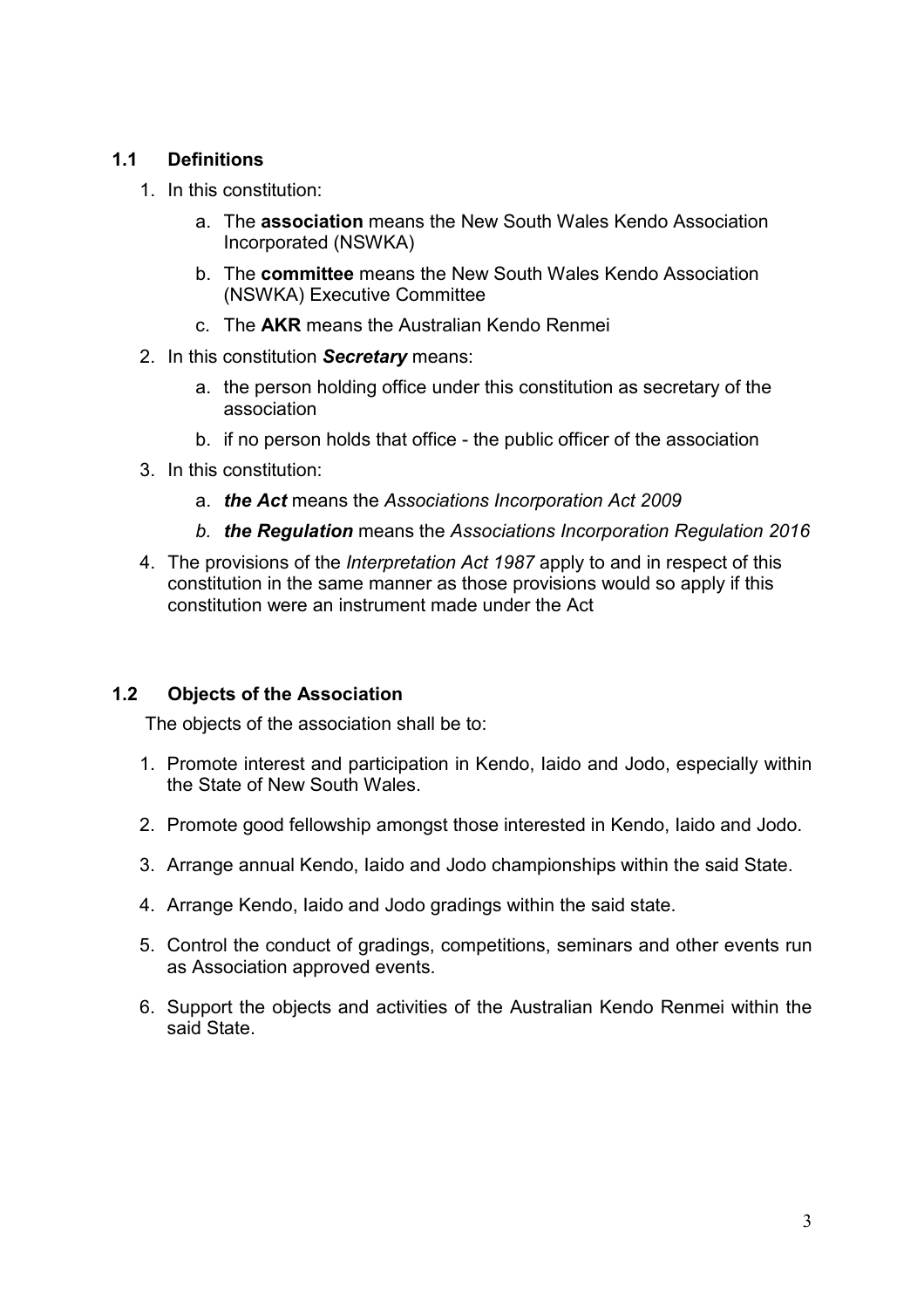### 1.1 Definitions

1. In this constitution:
    a. The **association** means the New South Wales Kendo Association Incorporated (NSWKA)
    b. The **committee** means the New South Wales Kendo Association (NSWKA) Executive Committee
    c. The **AKR** means the Australian Kendo Renmei
2. In this constitution ***Secretary*** means:
    a. the person holding office under this constitution as secretary of the association
    b. if no person holds that office - the public officer of the association
3. In this constitution:
    a. ***the Act*** means the *Associations Incorporation Act 2009*
    *b.* ***the Regulation*** means the *Associations Incorporation Regulation 2016*
4. The provisions of the *Interpretation Act 1987* apply to and in respect of this constitution in the same manner as those provisions would so apply if this constitution were an instrument made under the Act

### 1.2 Objects of the Association

The objects of the association shall be to:

1. Promote interest and participation in Kendo, Iaido and Jodo, especially within the State of New South Wales.
2. Promote good fellowship amongst those interested in Kendo, Iaido and Jodo.
3. Arrange annual Kendo, Iaido and Jodo championships within the said State.
4. Arrange Kendo, Iaido and Jodo gradings within the said state.
5. Control the conduct of gradings, competitions, seminars and other events run as Association approved events.
6. Support the objects and activities of the Australian Kendo Renmei within the said State.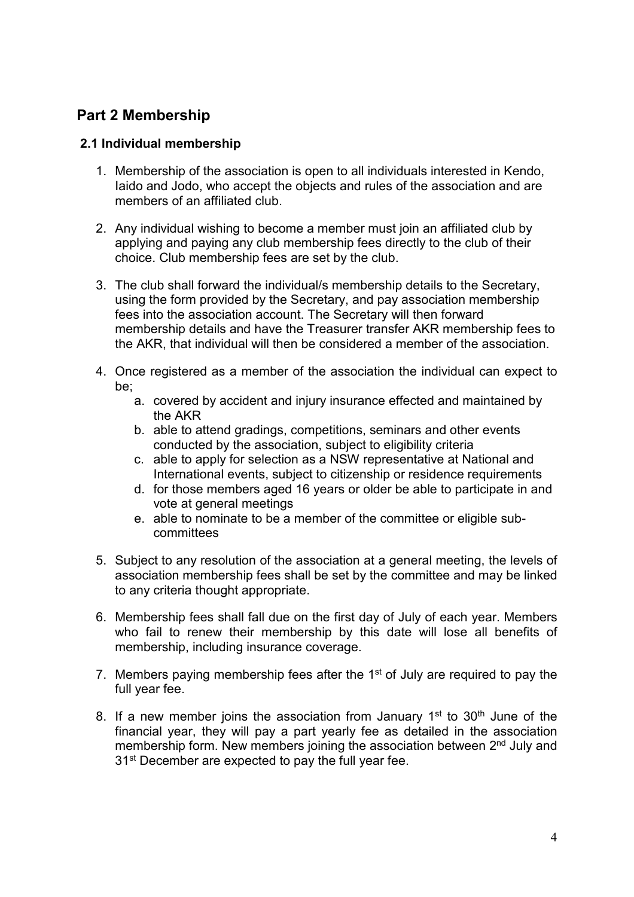## Part 2 Membership

### 2.1 Individual membership

1. Membership of the association is open to all individuals interested in Kendo, Iaido and Jodo, who accept the objects and rules of the association and are members of an affiliated club.

2. Any individual wishing to become a member must join an affiliated club by applying and paying any club membership fees directly to the club of their choice. Club membership fees are set by the club.

3. The club shall forward the individual/s membership details to the Secretary, using the form provided by the Secretary, and pay association membership fees into the association account. The Secretary will then forward membership details and have the Treasurer transfer AKR membership fees to the AKR, that individual will then be considered a member of the association.

4. Once registered as a member of the association the individual can expect to be;
   a. covered by accident and injury insurance effected and maintained by the AKR
   b. able to attend gradings, competitions, seminars and other events conducted by the association, subject to eligibility criteria
   c. able to apply for selection as a NSW representative at National and International events, subject to citizenship or residence requirements
   d. for those members aged 16 years or older be able to participate in and vote at general meetings
   e. able to nominate to be a member of the committee or eligible sub-committees

5. Subject to any resolution of the association at a general meeting, the levels of association membership fees shall be set by the committee and may be linked to any criteria thought appropriate.

6. Membership fees shall fall due on the first day of July of each year. Members who fail to renew their membership by this date will lose all benefits of membership, including insurance coverage.

7. Members paying membership fees after the 1st of July are required to pay the full year fee.

8. If a new member joins the association from January 1st to 30th June of the financial year, they will pay a part yearly fee as detailed in the association membership form. New members joining the association between 2nd July and 31st December are expected to pay the full year fee.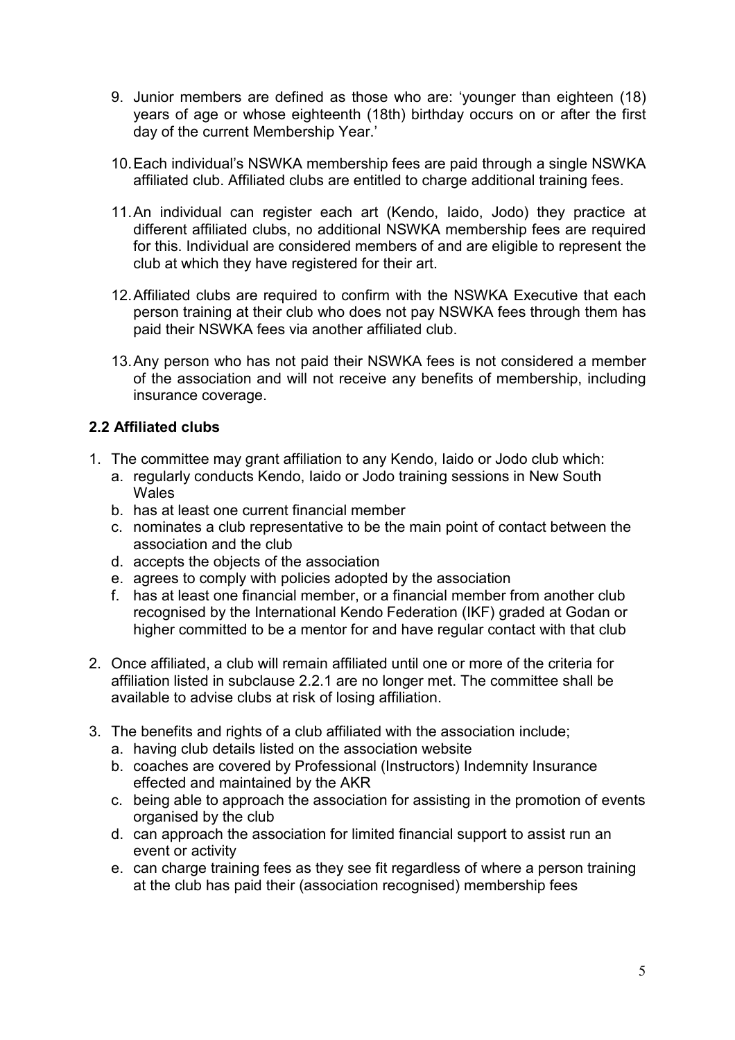9. Junior members are defined as those who are: 'younger than eighteen (18) years of age or whose eighteenth (18th) birthday occurs on or after the first day of the current Membership Year.'

10. Each individual's NSWKA membership fees are paid through a single NSWKA affiliated club. Affiliated clubs are entitled to charge additional training fees.

11. An individual can register each art (Kendo, Iaido, Jodo) they practice at different affiliated clubs, no additional NSWKA membership fees are required for this. Individual are considered members of and are eligible to represent the club at which they have registered for their art.

12. Affiliated clubs are required to confirm with the NSWKA Executive that each person training at their club who does not pay NSWKA fees through them has paid their NSWKA fees via another affiliated club.

13. Any person who has not paid their NSWKA fees is not considered a member of the association and will not receive any benefits of membership, including insurance coverage.

### 2.2 Affiliated clubs

1. The committee may grant affiliation to any Kendo, Iaido or Jodo club which:
   a. regularly conducts Kendo, Iaido or Jodo training sessions in New South Wales
   b. has at least one current financial member
   c. nominates a club representative to be the main point of contact between the association and the club
   d. accepts the objects of the association
   e. agrees to comply with policies adopted by the association
   f. has at least one financial member, or a financial member from another club recognised by the International Kendo Federation (IKF) graded at Godan or higher committed to be a mentor for and have regular contact with that club

2. Once affiliated, a club will remain affiliated until one or more of the criteria for affiliation listed in subclause 2.2.1 are no longer met. The committee shall be available to advise clubs at risk of losing affiliation.

3. The benefits and rights of a club affiliated with the association include;
   a. having club details listed on the association website
   b. coaches are covered by Professional (Instructors) Indemnity Insurance effected and maintained by the AKR
   c. being able to approach the association for assisting in the promotion of events organised by the club
   d. can approach the association for limited financial support to assist run an event or activity
   e. can charge training fees as they see fit regardless of where a person training at the club has paid their (association recognised) membership fees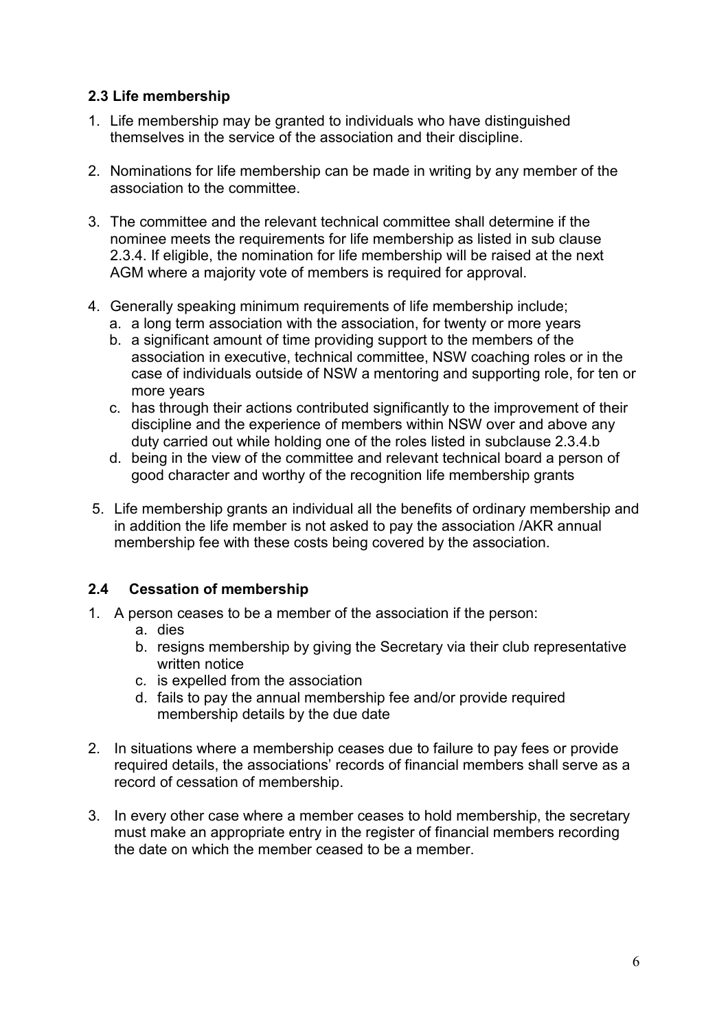### 2.3 Life membership

1. Life membership may be granted to individuals who have distinguished themselves in the service of the association and their discipline.

2. Nominations for life membership can be made in writing by any member of the association to the committee.

3. The committee and the relevant technical committee shall determine if the nominee meets the requirements for life membership as listed in sub clause 2.3.4. If eligible, the nomination for life membership will be raised at the next AGM where a majority vote of members is required for approval.

4. Generally speaking minimum requirements of life membership include;
   a. a long term association with the association, for twenty or more years
   b. a significant amount of time providing support to the members of the association in executive, technical committee, NSW coaching roles or in the case of individuals outside of NSW a mentoring and supporting role, for ten or more years
   c. has through their actions contributed significantly to the improvement of their discipline and the experience of members within NSW over and above any duty carried out while holding one of the roles listed in subclause 2.3.4.b
   d. being in the view of the committee and relevant technical board a person of good character and worthy of the recognition life membership grants

5. Life membership grants an individual all the benefits of ordinary membership and in addition the life member is not asked to pay the association /AKR annual membership fee with these costs being covered by the association.

### 2.4 Cessation of membership

1. A person ceases to be a member of the association if the person:
   a. dies
   b. resigns membership by giving the Secretary via their club representative written notice
   c. is expelled from the association
   d. fails to pay the annual membership fee and/or provide required membership details by the due date

2. In situations where a membership ceases due to failure to pay fees or provide required details, the associations' records of financial members shall serve as a record of cessation of membership.

3. In every other case where a member ceases to hold membership, the secretary must make an appropriate entry in the register of financial members recording the date on which the member ceased to be a member.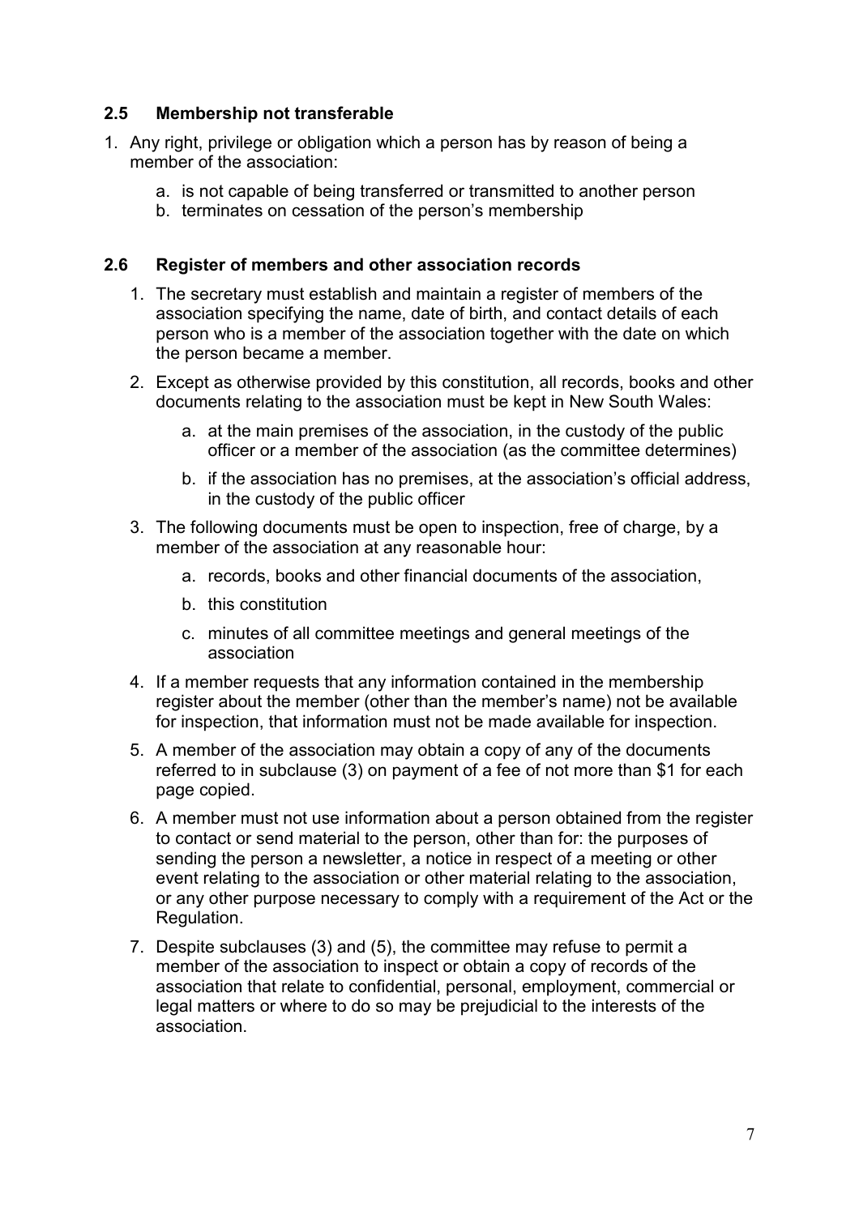### 2.5 Membership not transferable

1. Any right, privilege or obligation which a person has by reason of being a member of the association:
    a. is not capable of being transferred or transmitted to another person
    b. terminates on cessation of the person's membership

### 2.6 Register of members and other association records

1. The secretary must establish and maintain a register of members of the association specifying the name, date of birth, and contact details of each person who is a member of the association together with the date on which the person became a member.
2. Except as otherwise provided by this constitution, all records, books and other documents relating to the association must be kept in New South Wales:
    a. at the main premises of the association, in the custody of the public officer or a member of the association (as the committee determines)
    b. if the association has no premises, at the association's official address, in the custody of the public officer
3. The following documents must be open to inspection, free of charge, by a member of the association at any reasonable hour:
    a. records, books and other financial documents of the association,
    b. this constitution
    c. minutes of all committee meetings and general meetings of the association
4. If a member requests that any information contained in the membership register about the member (other than the member's name) not be available for inspection, that information must not be made available for inspection.
5. A member of the association may obtain a copy of any of the documents referred to in subclause (3) on payment of a fee of not more than $1 for each page copied.
6. A member must not use information about a person obtained from the register to contact or send material to the person, other than for: the purposes of sending the person a newsletter, a notice in respect of a meeting or other event relating to the association or other material relating to the association, or any other purpose necessary to comply with a requirement of the Act or the Regulation.
7. Despite subclauses (3) and (5), the committee may refuse to permit a member of the association to inspect or obtain a copy of records of the association that relate to confidential, personal, employment, commercial or legal matters or where to do so may be prejudicial to the interests of the association.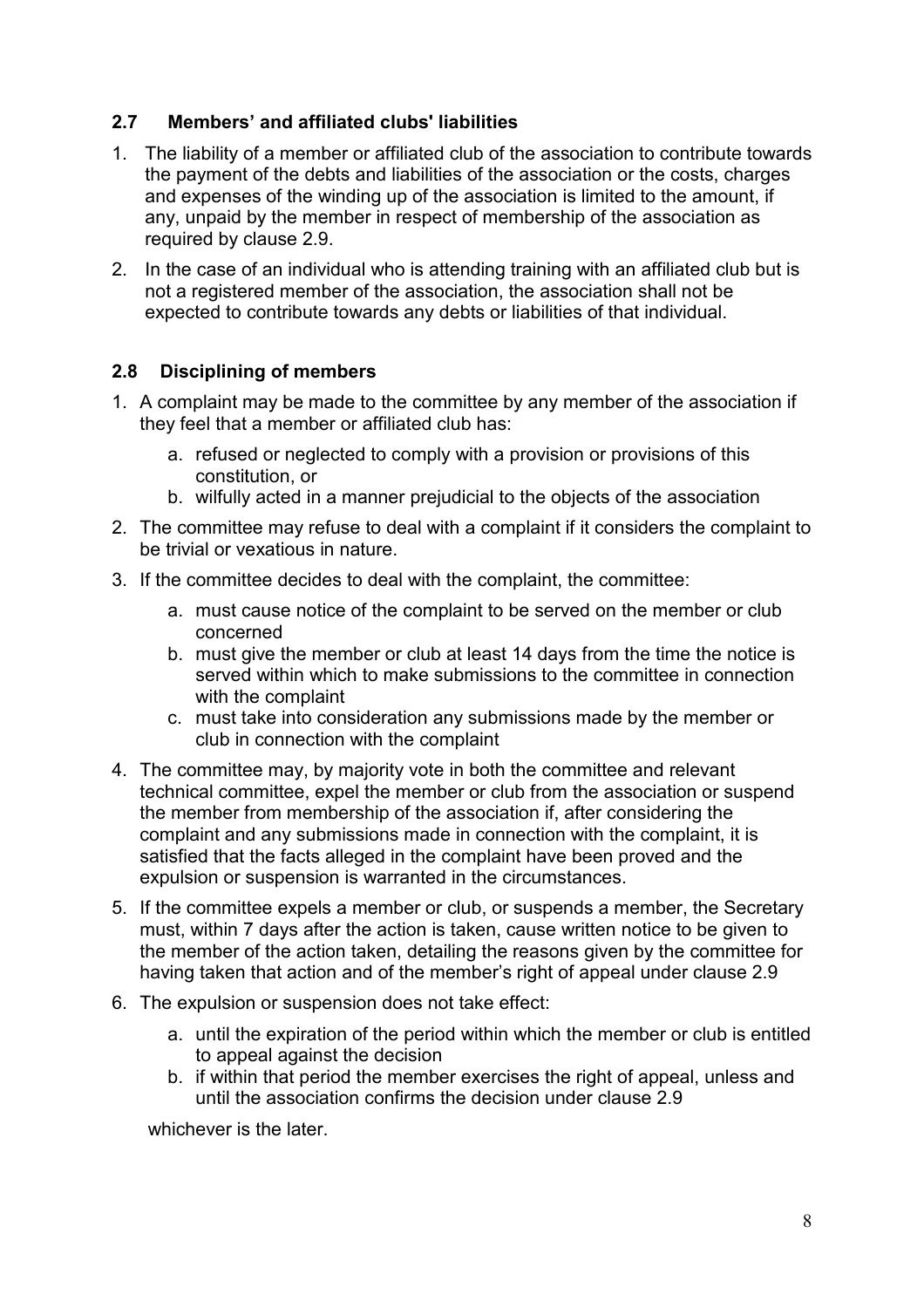### 2.7 Members' and affiliated clubs' liabilities

1. The liability of a member or affiliated club of the association to contribute towards the payment of the debts and liabilities of the association or the costs, charges and expenses of the winding up of the association is limited to the amount, if any, unpaid by the member in respect of membership of the association as required by clause 2.9.
2. In the case of an individual who is attending training with an affiliated club but is not a registered member of the association, the association shall not be expected to contribute towards any debts or liabilities of that individual.

### 2.8 Disciplining of members

1. A complaint may be made to the committee by any member of the association if they feel that a member or affiliated club has:
    a. refused or neglected to comply with a provision or provisions of this constitution, or
    b. wilfully acted in a manner prejudicial to the objects of the association
2. The committee may refuse to deal with a complaint if it considers the complaint to be trivial or vexatious in nature.
3. If the committee decides to deal with the complaint, the committee:
    a. must cause notice of the complaint to be served on the member or club concerned
    b. must give the member or club at least 14 days from the time the notice is served within which to make submissions to the committee in connection with the complaint
    c. must take into consideration any submissions made by the member or club in connection with the complaint
4. The committee may, by majority vote in both the committee and relevant technical committee, expel the member or club from the association or suspend the member from membership of the association if, after considering the complaint and any submissions made in connection with the complaint, it is satisfied that the facts alleged in the complaint have been proved and the expulsion or suspension is warranted in the circumstances.
5. If the committee expels a member or club, or suspends a member, the Secretary must, within 7 days after the action is taken, cause written notice to be given to the member of the action taken, detailing the reasons given by the committee for having taken that action and of the member's right of appeal under clause 2.9
6. The expulsion or suspension does not take effect:
    a. until the expiration of the period within which the member or club is entitled to appeal against the decision
    b. if within that period the member exercises the right of appeal, unless and until the association confirms the decision under clause 2.9

    whichever is the later.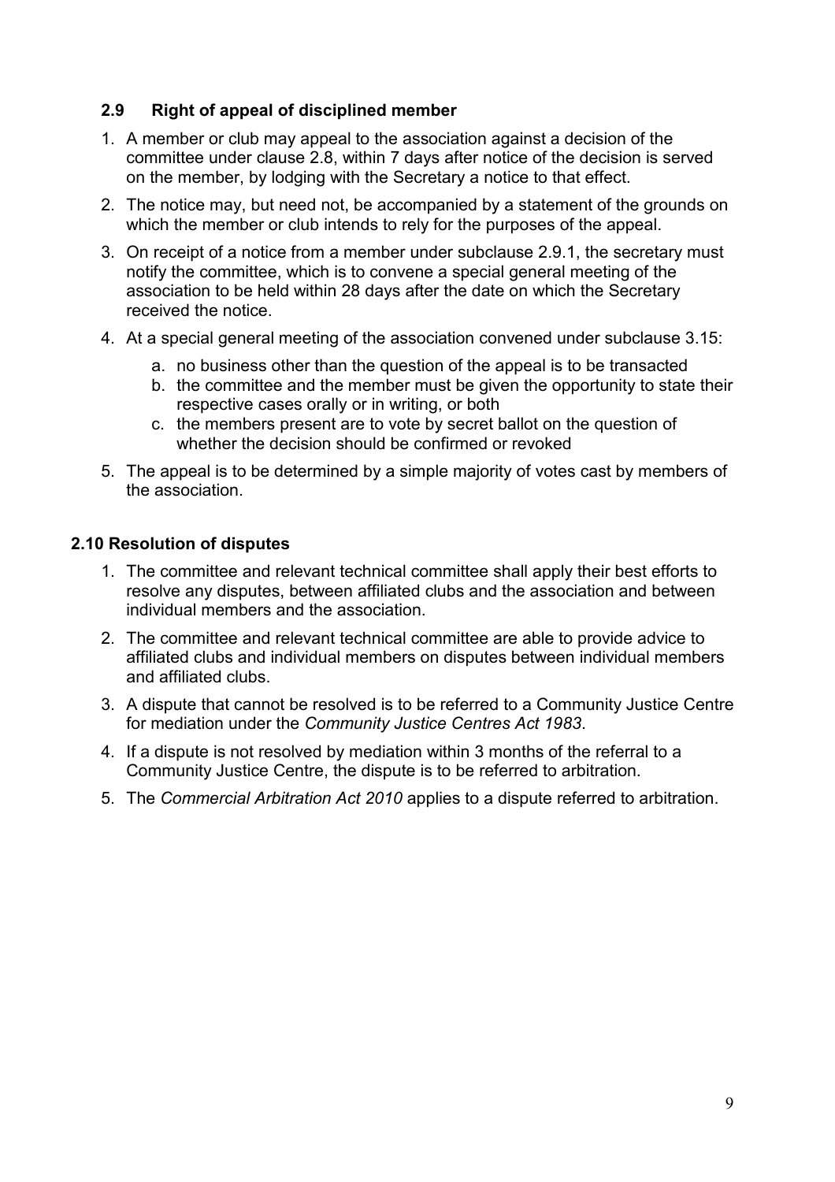### 2.9 Right of appeal of disciplined member

1. A member or club may appeal to the association against a decision of the committee under clause 2.8, within 7 days after notice of the decision is served on the member, by lodging with the Secretary a notice to that effect.
2. The notice may, but need not, be accompanied by a statement of the grounds on which the member or club intends to rely for the purposes of the appeal.
3. On receipt of a notice from a member under subclause 2.9.1, the secretary must notify the committee, which is to convene a special general meeting of the association to be held within 28 days after the date on which the Secretary received the notice.
4. At a special general meeting of the association convened under subclause 3.15:
    a. no business other than the question of the appeal is to be transacted
    b. the committee and the member must be given the opportunity to state their respective cases orally or in writing, or both
    c. the members present are to vote by secret ballot on the question of whether the decision should be confirmed or revoked
5. The appeal is to be determined by a simple majority of votes cast by members of the association.

### 2.10 Resolution of disputes

1. The committee and relevant technical committee shall apply their best efforts to resolve any disputes, between affiliated clubs and the association and between individual members and the association.
2. The committee and relevant technical committee are able to provide advice to affiliated clubs and individual members on disputes between individual members and affiliated clubs.
3. A dispute that cannot be resolved is to be referred to a Community Justice Centre for mediation under the *Community Justice Centres Act 1983*.
4. If a dispute is not resolved by mediation within 3 months of the referral to a Community Justice Centre, the dispute is to be referred to arbitration.
5. The *Commercial Arbitration Act 2010* applies to a dispute referred to arbitration.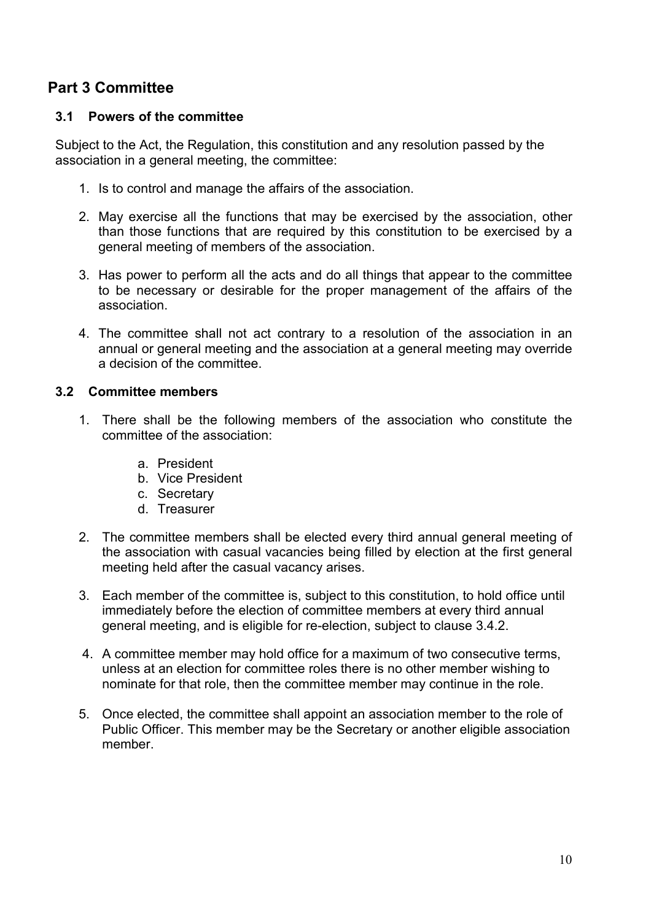## Part 3 Committee

### 3.1 Powers of the committee

Subject to the Act, the Regulation, this constitution and any resolution passed by the association in a general meeting, the committee:

1. Is to control and manage the affairs of the association.
2. May exercise all the functions that may be exercised by the association, other than those functions that are required by this constitution to be exercised by a general meeting of members of the association.
3. Has power to perform all the acts and do all things that appear to the committee to be necessary or desirable for the proper management of the affairs of the association.
4. The committee shall not act contrary to a resolution of the association in an annual or general meeting and the association at a general meeting may override a decision of the committee.

### 3.2 Committee members

1. There shall be the following members of the association who constitute the committee of the association:
   a. President
   b. Vice President
   c. Secretary
   d. Treasurer
2. The committee members shall be elected every third annual general meeting of the association with casual vacancies being filled by election at the first general meeting held after the casual vacancy arises.
3. Each member of the committee is, subject to this constitution, to hold office until immediately before the election of committee members at every third annual general meeting, and is eligible for re-election, subject to clause 3.4.2.
4. A committee member may hold office for a maximum of two consecutive terms, unless at an election for committee roles there is no other member wishing to nominate for that role, then the committee member may continue in the role.
5. Once elected, the committee shall appoint an association member to the role of Public Officer. This member may be the Secretary or another eligible association member.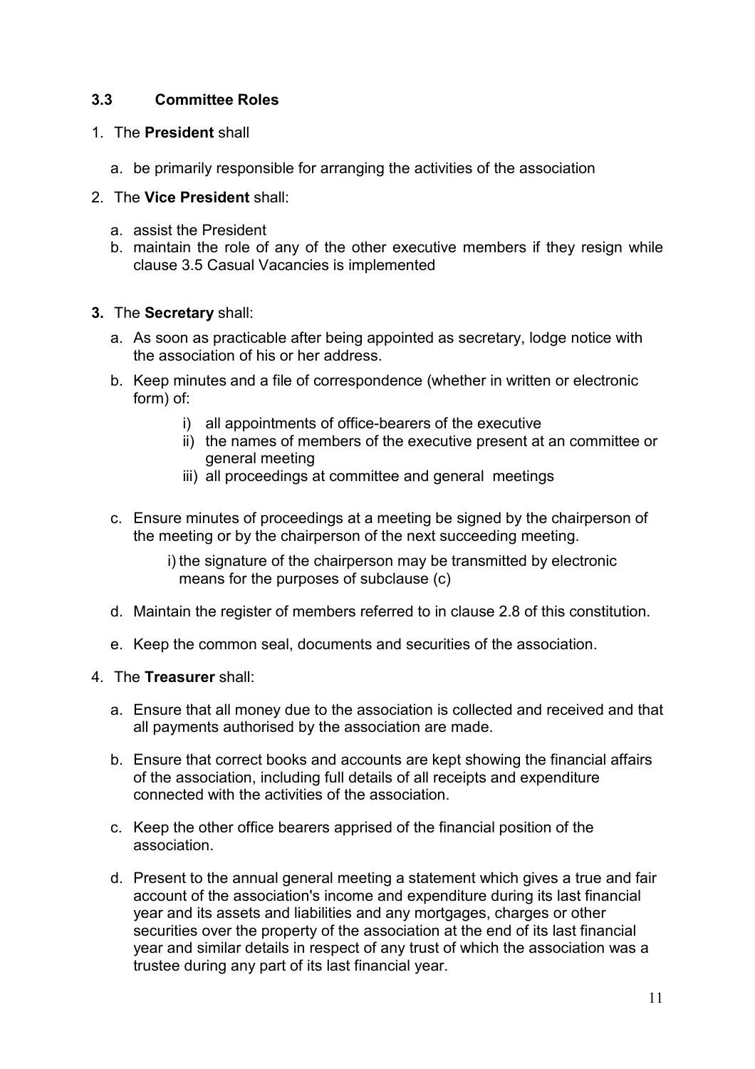### 3.3 Committee Roles

1. The **President** shall

   a. be primarily responsible for arranging the activities of the association

2. The **Vice President** shall:

   a. assist the President
   b. maintain the role of any of the other executive members if they resign while clause 3.5 Casual Vacancies is implemented

3. The **Secretary** shall:

   a. As soon as practicable after being appointed as secretary, lodge notice with the association of his or her address.

   b. Keep minutes and a file of correspondence (whether in written or electronic form) of:

      i) all appointments of office-bearers of the executive
      ii) the names of members of the executive present at an committee or general meeting
      iii) all proceedings at committee and general meetings

   c. Ensure minutes of proceedings at a meeting be signed by the chairperson of the meeting or by the chairperson of the next succeeding meeting.

      i) the signature of the chairperson may be transmitted by electronic means for the purposes of subclause (c)

   d. Maintain the register of members referred to in clause 2.8 of this constitution.

   e. Keep the common seal, documents and securities of the association.

4. The **Treasurer** shall:

   a. Ensure that all money due to the association is collected and received and that all payments authorised by the association are made.

   b. Ensure that correct books and accounts are kept showing the financial affairs of the association, including full details of all receipts and expenditure connected with the activities of the association.

   c. Keep the other office bearers apprised of the financial position of the association.

   d. Present to the annual general meeting a statement which gives a true and fair account of the association's income and expenditure during its last financial year and its assets and liabilities and any mortgages, charges or other securities over the property of the association at the end of its last financial year and similar details in respect of any trust of which the association was a trustee during any part of its last financial year.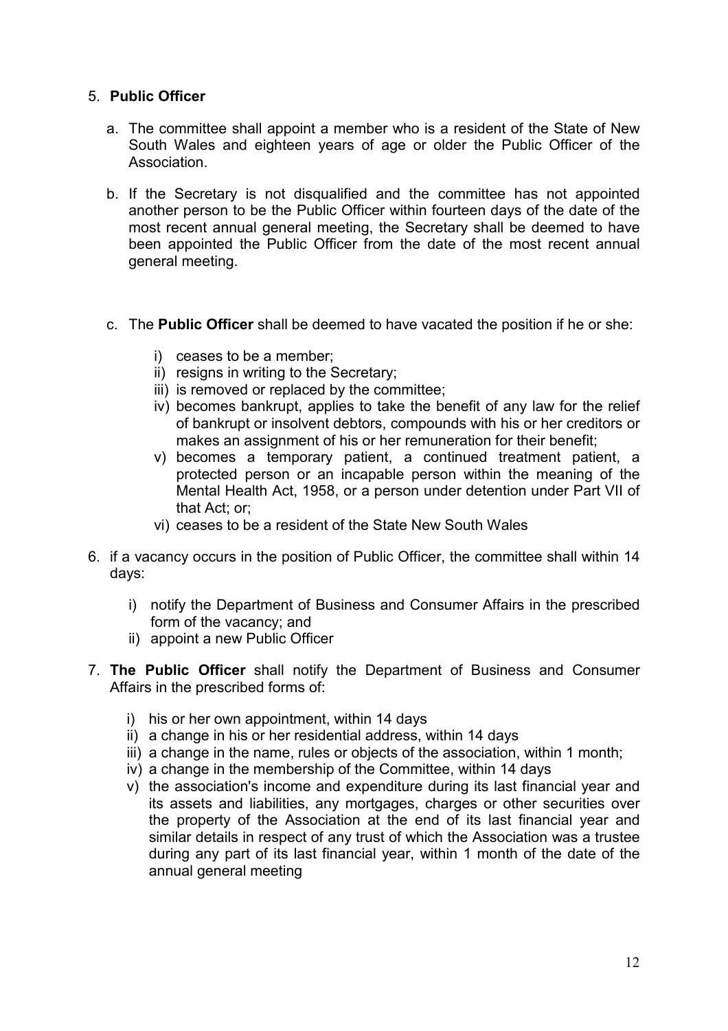5. **Public Officer**

   a. The committee shall appoint a member who is a resident of the State of New South Wales and eighteen years of age or older the Public Officer of the Association.

   b. If the Secretary is not disqualified and the committee has not appointed another person to be the Public Officer within fourteen days of the date of the most recent annual general meeting, the Secretary shall be deemed to have been appointed the Public Officer from the date of the most recent annual general meeting.

   c. The **Public Officer** shall be deemed to have vacated the position if he or she:

      i) ceases to be a member;
      ii) resigns in writing to the Secretary;
      iii) is removed or replaced by the committee;
      iv) becomes bankrupt, applies to take the benefit of any law for the relief of bankrupt or insolvent debtors, compounds with his or her creditors or makes an assignment of his or her remuneration for their benefit;
      v) becomes a temporary patient, a continued treatment patient, a protected person or an incapable person within the meaning of the Mental Health Act, 1958, or a person under detention under Part VII of that Act; or;
      vi) ceases to be a resident of the State New South Wales

6. if a vacancy occurs in the position of Public Officer, the committee shall within 14 days:

   i) notify the Department of Business and Consumer Affairs in the prescribed form of the vacancy; and
   ii) appoint a new Public Officer

7. **The Public Officer** shall notify the Department of Business and Consumer Affairs in the prescribed forms of:

   i) his or her own appointment, within 14 days
   ii) a change in his or her residential address, within 14 days
   iii) a change in the name, rules or objects of the association, within 1 month;
   iv) a change in the membership of the Committee, within 14 days
   v) the association's income and expenditure during its last financial year and its assets and liabilities, any mortgages, charges or other securities over the property of the Association at the end of its last financial year and similar details in respect of any trust of which the Association was a trustee during any part of its last financial year, within 1 month of the date of the annual general meeting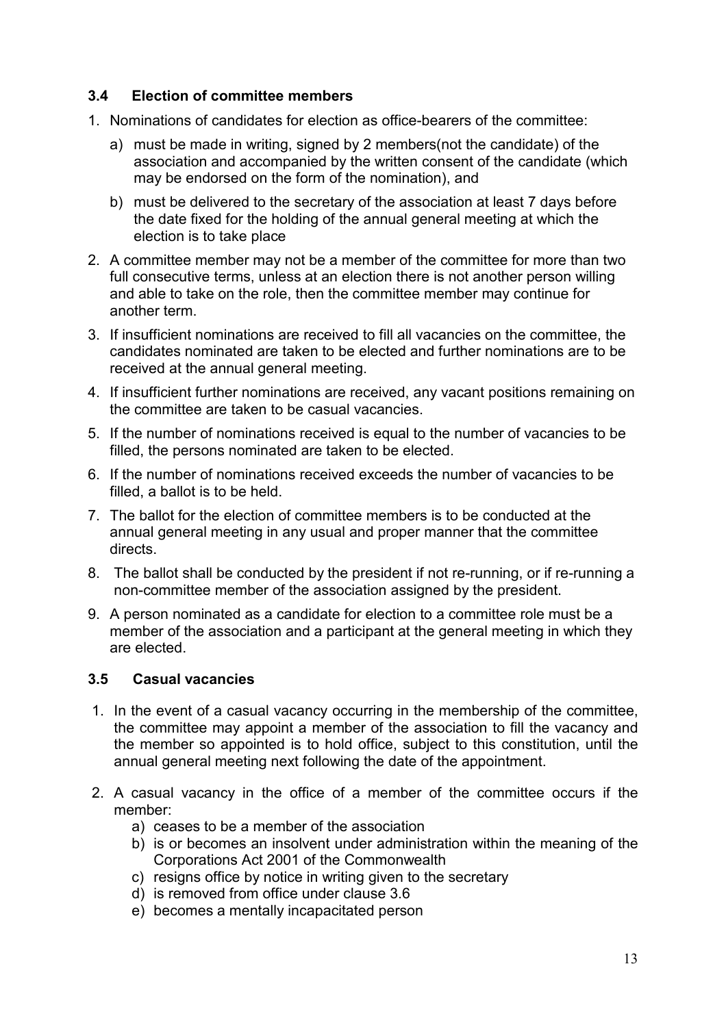### 3.4 Election of committee members

1. Nominations of candidates for election as office-bearers of the committee:
   a) must be made in writing, signed by 2 members(not the candidate) of the association and accompanied by the written consent of the candidate (which may be endorsed on the form of the nomination), and
   b) must be delivered to the secretary of the association at least 7 days before the date fixed for the holding of the annual general meeting at which the election is to take place
2. A committee member may not be a member of the committee for more than two full consecutive terms, unless at an election there is not another person willing and able to take on the role, then the committee member may continue for another term.
3. If insufficient nominations are received to fill all vacancies on the committee, the candidates nominated are taken to be elected and further nominations are to be received at the annual general meeting.
4. If insufficient further nominations are received, any vacant positions remaining on the committee are taken to be casual vacancies.
5. If the number of nominations received is equal to the number of vacancies to be filled, the persons nominated are taken to be elected.
6. If the number of nominations received exceeds the number of vacancies to be filled, a ballot is to be held.
7. The ballot for the election of committee members is to be conducted at the annual general meeting in any usual and proper manner that the committee directs.
8. The ballot shall be conducted by the president if not re-running, or if re-running a non-committee member of the association assigned by the president.
9. A person nominated as a candidate for election to a committee role must be a member of the association and a participant at the general meeting in which they are elected.

### 3.5 Casual vacancies

1. In the event of a casual vacancy occurring in the membership of the committee, the committee may appoint a member of the association to fill the vacancy and the member so appointed is to hold office, subject to this constitution, until the annual general meeting next following the date of the appointment.
2. A casual vacancy in the office of a member of the committee occurs if the member:
   a) ceases to be a member of the association
   b) is or becomes an insolvent under administration within the meaning of the Corporations Act 2001 of the Commonwealth
   c) resigns office by notice in writing given to the secretary
   d) is removed from office under clause 3.6
   e) becomes a mentally incapacitated person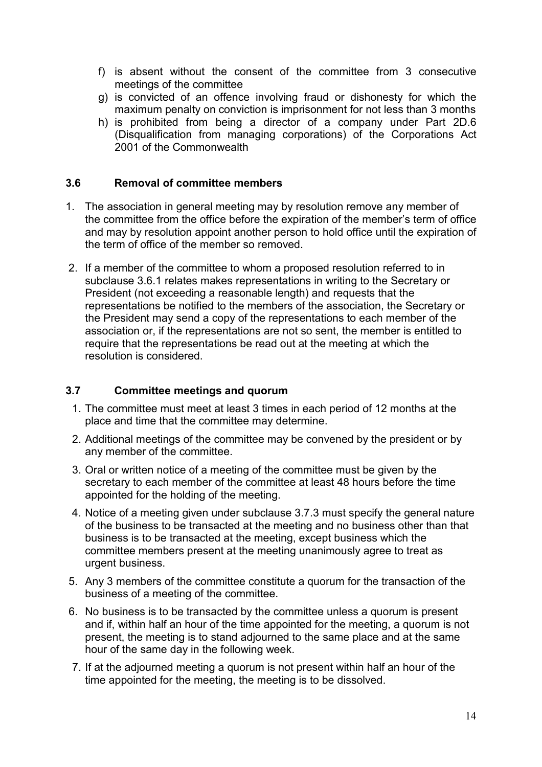f) is absent without the consent of the committee from 3 consecutive meetings of the committee
g) is convicted of an offence involving fraud or dishonesty for which the maximum penalty on conviction is imprisonment for not less than 3 months
h) is prohibited from being a director of a company under Part 2D.6 (Disqualification from managing corporations) of the Corporations Act 2001 of the Commonwealth

### 3.6 Removal of committee members

1. The association in general meeting may by resolution remove any member of the committee from the office before the expiration of the member's term of office and may by resolution appoint another person to hold office until the expiration of the term of office of the member so removed.
2. If a member of the committee to whom a proposed resolution referred to in subclause 3.6.1 relates makes representations in writing to the Secretary or President (not exceeding a reasonable length) and requests that the representations be notified to the members of the association, the Secretary or the President may send a copy of the representations to each member of the association or, if the representations are not so sent, the member is entitled to require that the representations be read out at the meeting at which the resolution is considered.

### 3.7 Committee meetings and quorum

1. The committee must meet at least 3 times in each period of 12 months at the place and time that the committee may determine.
2. Additional meetings of the committee may be convened by the president or by any member of the committee.
3. Oral or written notice of a meeting of the committee must be given by the secretary to each member of the committee at least 48 hours before the time appointed for the holding of the meeting.
4. Notice of a meeting given under subclause 3.7.3 must specify the general nature of the business to be transacted at the meeting and no business other than that business is to be transacted at the meeting, except business which the committee members present at the meeting unanimously agree to treat as urgent business.
5. Any 3 members of the committee constitute a quorum for the transaction of the business of a meeting of the committee.
6. No business is to be transacted by the committee unless a quorum is present and if, within half an hour of the time appointed for the meeting, a quorum is not present, the meeting is to stand adjourned to the same place and at the same hour of the same day in the following week.
7. If at the adjourned meeting a quorum is not present within half an hour of the time appointed for the meeting, the meeting is to be dissolved.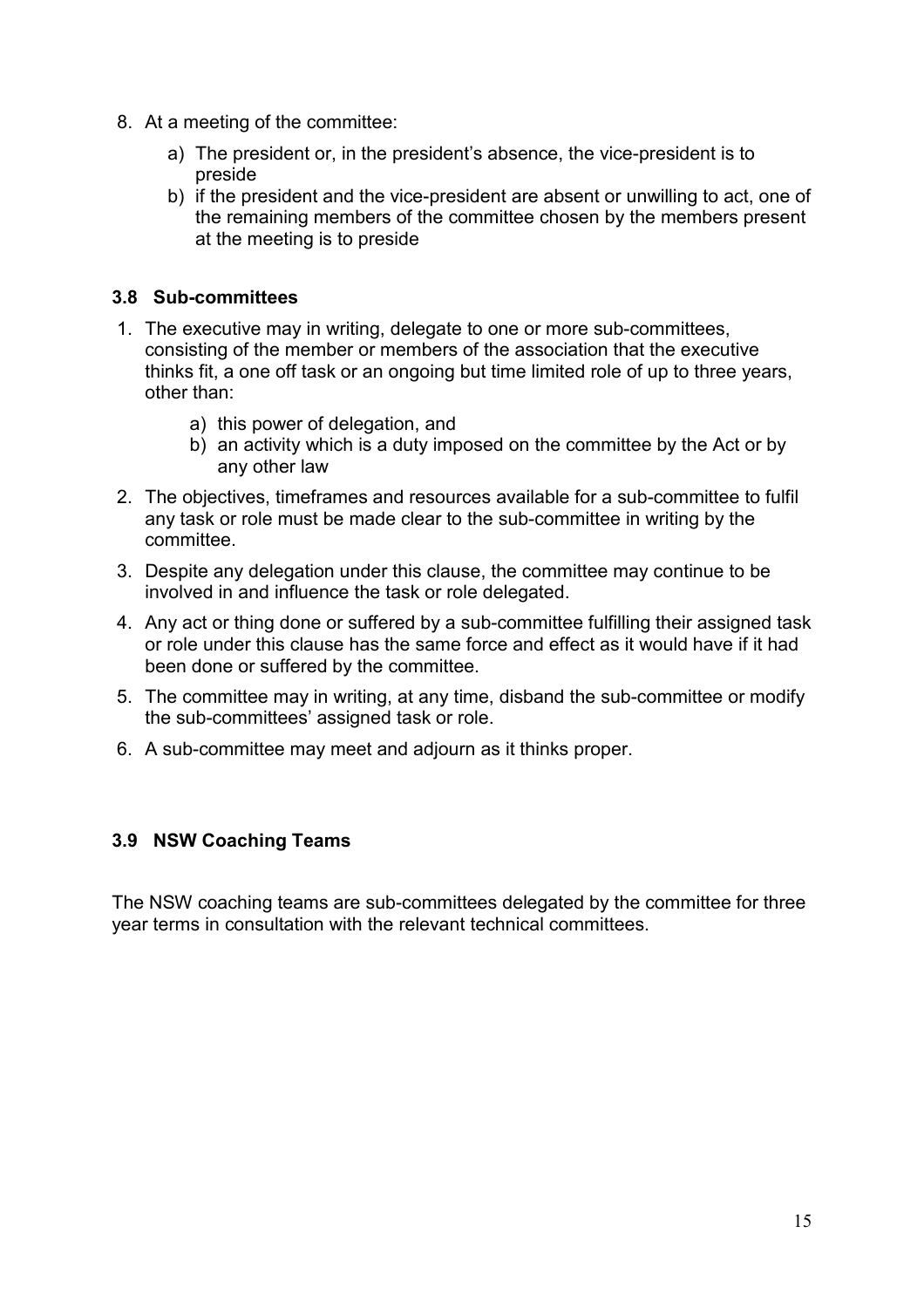8. At a meeting of the committee:

    a) The president or, in the president's absence, the vice-president is to preside
    b) if the president and the vice-president are absent or unwilling to act, one of the remaining members of the committee chosen by the members present at the meeting is to preside

### 3.8 Sub-committees

1. The executive may in writing, delegate to one or more sub-committees, consisting of the member or members of the association that the executive thinks fit, a one off task or an ongoing but time limited role of up to three years, other than:

    a) this power of delegation, and
    b) an activity which is a duty imposed on the committee by the Act or by any other law

2. The objectives, timeframes and resources available for a sub-committee to fulfil any task or role must be made clear to the sub-committee in writing by the committee.
3. Despite any delegation under this clause, the committee may continue to be involved in and influence the task or role delegated.
4. Any act or thing done or suffered by a sub-committee fulfilling their assigned task or role under this clause has the same force and effect as it would have if it had been done or suffered by the committee.
5. The committee may in writing, at any time, disband the sub-committee or modify the sub-committees' assigned task or role.
6. A sub-committee may meet and adjourn as it thinks proper.

### 3.9 NSW Coaching Teams

The NSW coaching teams are sub-committees delegated by the committee for three year terms in consultation with the relevant technical committees.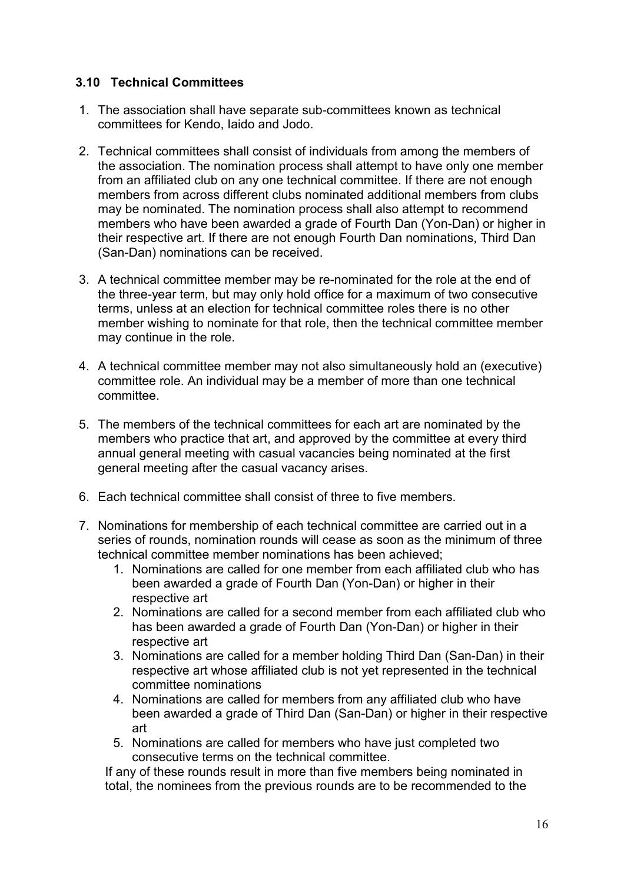### 3.10 Technical Committees

1. The association shall have separate sub-committees known as technical committees for Kendo, Iaido and Jodo.
2. Technical committees shall consist of individuals from among the members of the association. The nomination process shall attempt to have only one member from an affiliated club on any one technical committee. If there are not enough members from across different clubs nominated additional members from clubs may be nominated. The nomination process shall also attempt to recommend members who have been awarded a grade of Fourth Dan (Yon-Dan) or higher in their respective art. If there are not enough Fourth Dan nominations, Third Dan (San-Dan) nominations can be received.
3. A technical committee member may be re-nominated for the role at the end of the three-year term, but may only hold office for a maximum of two consecutive terms, unless at an election for technical committee roles there is no other member wishing to nominate for that role, then the technical committee member may continue in the role.
4. A technical committee member may not also simultaneously hold an (executive) committee role. An individual may be a member of more than one technical committee.
5. The members of the technical committees for each art are nominated by the members who practice that art, and approved by the committee at every third annual general meeting with casual vacancies being nominated at the first general meeting after the casual vacancy arises.
6. Each technical committee shall consist of three to five members.
7. Nominations for membership of each technical committee are carried out in a series of rounds, nomination rounds will cease as soon as the minimum of three technical committee member nominations has been achieved;
    1. Nominations are called for one member from each affiliated club who has been awarded a grade of Fourth Dan (Yon-Dan) or higher in their respective art
    2. Nominations are called for a second member from each affiliated club who has been awarded a grade of Fourth Dan (Yon-Dan) or higher in their respective art
    3. Nominations are called for a member holding Third Dan (San-Dan) in their respective art whose affiliated club is not yet represented in the technical committee nominations
    4. Nominations are called for members from any affiliated club who have been awarded a grade of Third Dan (San-Dan) or higher in their respective art
    5. Nominations are called for members who have just completed two consecutive terms on the technical committee.

   If any of these rounds result in more than five members being nominated in total, the nominees from the previous rounds are to be recommended to the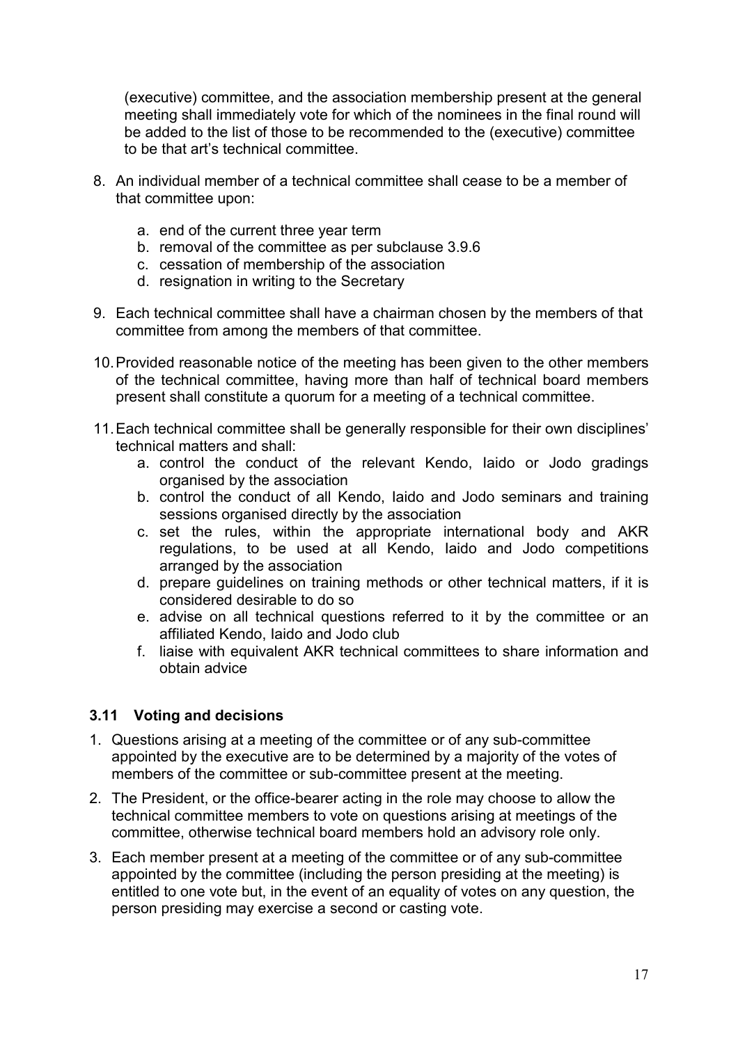(executive) committee, and the association membership present at the general meeting shall immediately vote for which of the nominees in the final round will be added to the list of those to be recommended to the (executive) committee to be that art's technical committee.

8. An individual member of a technical committee shall cease to be a member of that committee upon:
    a. end of the current three year term
    b. removal of the committee as per subclause 3.9.6
    c. cessation of membership of the association
    d. resignation in writing to the Secretary

9. Each technical committee shall have a chairman chosen by the members of that committee from among the members of that committee.

10. Provided reasonable notice of the meeting has been given to the other members of the technical committee, having more than half of technical board members present shall constitute a quorum for a meeting of a technical committee.

11. Each technical committee shall be generally responsible for their own disciplines' technical matters and shall:
    a. control the conduct of the relevant Kendo, Iaido or Jodo gradings organised by the association
    b. control the conduct of all Kendo, Iaido and Jodo seminars and training sessions organised directly by the association
    c. set the rules, within the appropriate international body and AKR regulations, to be used at all Kendo, Iaido and Jodo competitions arranged by the association
    d. prepare guidelines on training methods or other technical matters, if it is considered desirable to do so
    e. advise on all technical questions referred to it by the committee or an affiliated Kendo, Iaido and Jodo club
    f. liaise with equivalent AKR technical committees to share information and obtain advice

### 3.11 Voting and decisions

1. Questions arising at a meeting of the committee or of any sub-committee appointed by the executive are to be determined by a majority of the votes of members of the committee or sub-committee present at the meeting.
2. The President, or the office-bearer acting in the role may choose to allow the technical committee members to vote on questions arising at meetings of the committee, otherwise technical board members hold an advisory role only.
3. Each member present at a meeting of the committee or of any sub-committee appointed by the committee (including the person presiding at the meeting) is entitled to one vote but, in the event of an equality of votes on any question, the person presiding may exercise a second or casting vote.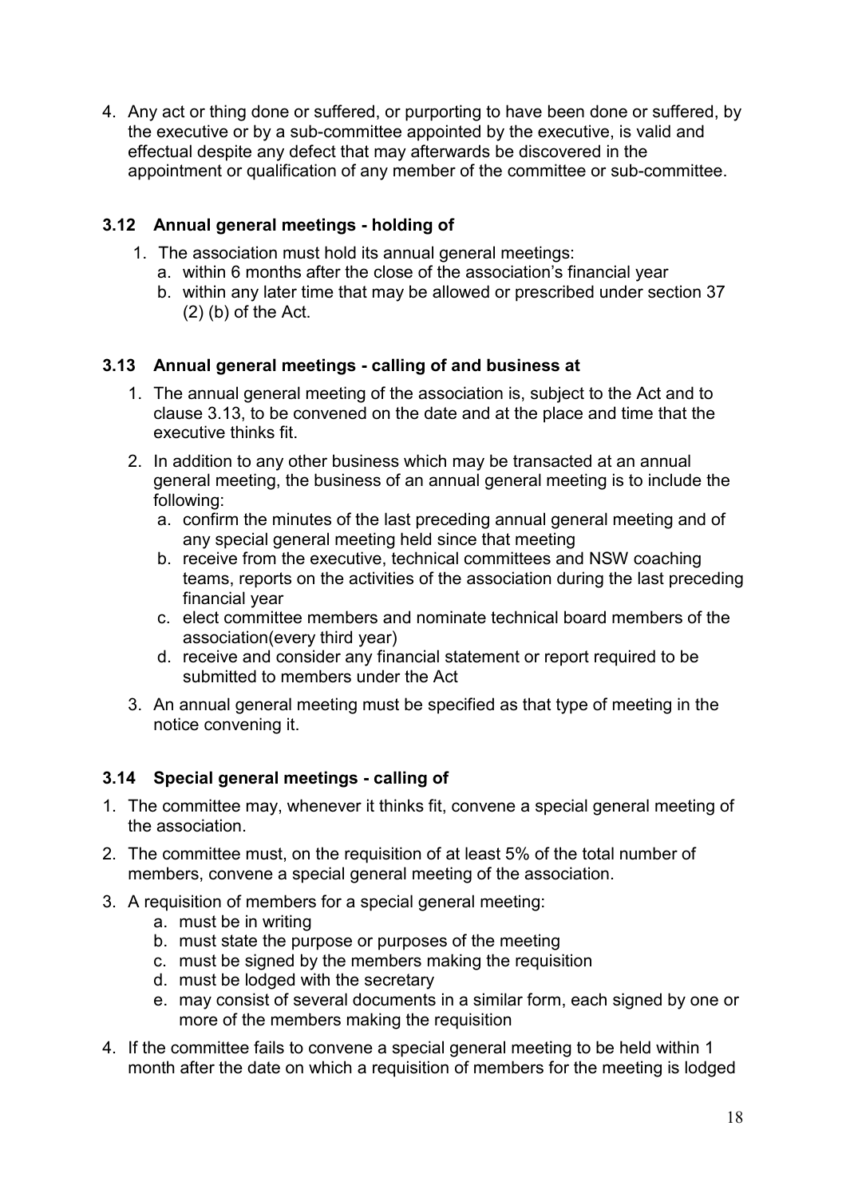4. Any act or thing done or suffered, or purporting to have been done or suffered, by the executive or by a sub-committee appointed by the executive, is valid and effectual despite any defect that may afterwards be discovered in the appointment or qualification of any member of the committee or sub-committee.

### 3.12 Annual general meetings - holding of

1. The association must hold its annual general meetings:
   a. within 6 months after the close of the association's financial year
   b. within any later time that may be allowed or prescribed under section 37 (2) (b) of the Act.

### 3.13 Annual general meetings - calling of and business at

1. The annual general meeting of the association is, subject to the Act and to clause 3.13, to be convened on the date and at the place and time that the executive thinks fit.
2. In addition to any other business which may be transacted at an annual general meeting, the business of an annual general meeting is to include the following:
   a. confirm the minutes of the last preceding annual general meeting and of any special general meeting held since that meeting
   b. receive from the executive, technical committees and NSW coaching teams, reports on the activities of the association during the last preceding financial year
   c. elect committee members and nominate technical board members of the association(every third year)
   d. receive and consider any financial statement or report required to be submitted to members under the Act
3. An annual general meeting must be specified as that type of meeting in the notice convening it.

### 3.14 Special general meetings - calling of

1. The committee may, whenever it thinks fit, convene a special general meeting of the association.
2. The committee must, on the requisition of at least 5% of the total number of members, convene a special general meeting of the association.
3. A requisition of members for a special general meeting:
   a. must be in writing
   b. must state the purpose or purposes of the meeting
   c. must be signed by the members making the requisition
   d. must be lodged with the secretary
   e. may consist of several documents in a similar form, each signed by one or more of the members making the requisition
4. If the committee fails to convene a special general meeting to be held within 1 month after the date on which a requisition of members for the meeting is lodged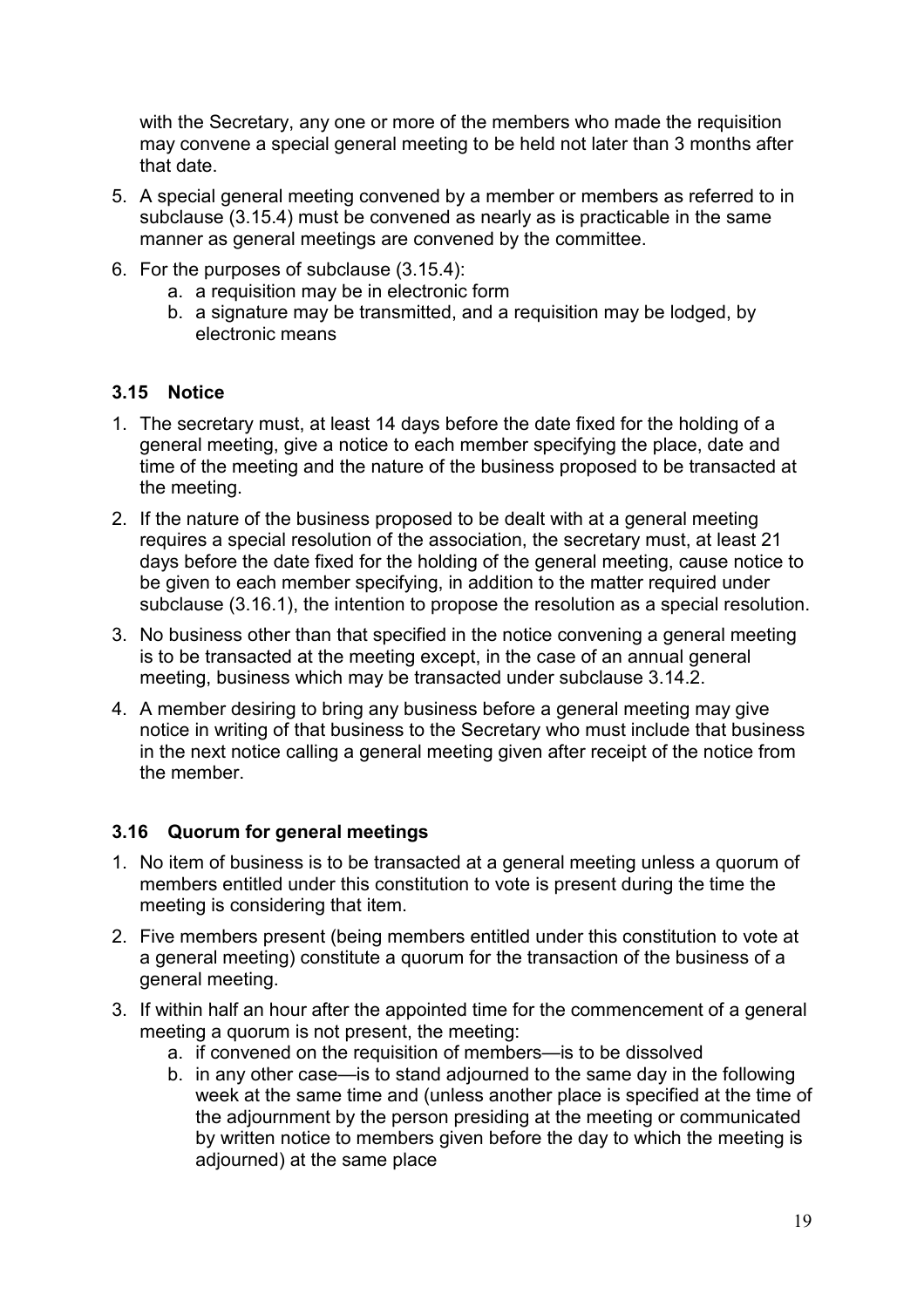with the Secretary, any one or more of the members who made the requisition may convene a special general meeting to be held not later than 3 months after that date.

5. A special general meeting convened by a member or members as referred to in subclause (3.15.4) must be convened as nearly as is practicable in the same manner as general meetings are convened by the committee.
6. For the purposes of subclause (3.15.4):
   a. a requisition may be in electronic form
   b. a signature may be transmitted, and a requisition may be lodged, by electronic means

### 3.15 Notice

1. The secretary must, at least 14 days before the date fixed for the holding of a general meeting, give a notice to each member specifying the place, date and time of the meeting and the nature of the business proposed to be transacted at the meeting.
2. If the nature of the business proposed to be dealt with at a general meeting requires a special resolution of the association, the secretary must, at least 21 days before the date fixed for the holding of the general meeting, cause notice to be given to each member specifying, in addition to the matter required under subclause (3.16.1), the intention to propose the resolution as a special resolution.
3. No business other than that specified in the notice convening a general meeting is to be transacted at the meeting except, in the case of an annual general meeting, business which may be transacted under subclause 3.14.2.
4. A member desiring to bring any business before a general meeting may give notice in writing of that business to the Secretary who must include that business in the next notice calling a general meeting given after receipt of the notice from the member.

### 3.16 Quorum for general meetings

1. No item of business is to be transacted at a general meeting unless a quorum of members entitled under this constitution to vote is present during the time the meeting is considering that item.
2. Five members present (being members entitled under this constitution to vote at a general meeting) constitute a quorum for the transaction of the business of a general meeting.
3. If within half an hour after the appointed time for the commencement of a general meeting a quorum is not present, the meeting:
   a. if convened on the requisition of members—is to be dissolved
   b. in any other case—is to stand adjourned to the same day in the following week at the same time and (unless another place is specified at the time of the adjournment by the person presiding at the meeting or communicated by written notice to members given before the day to which the meeting is adjourned) at the same place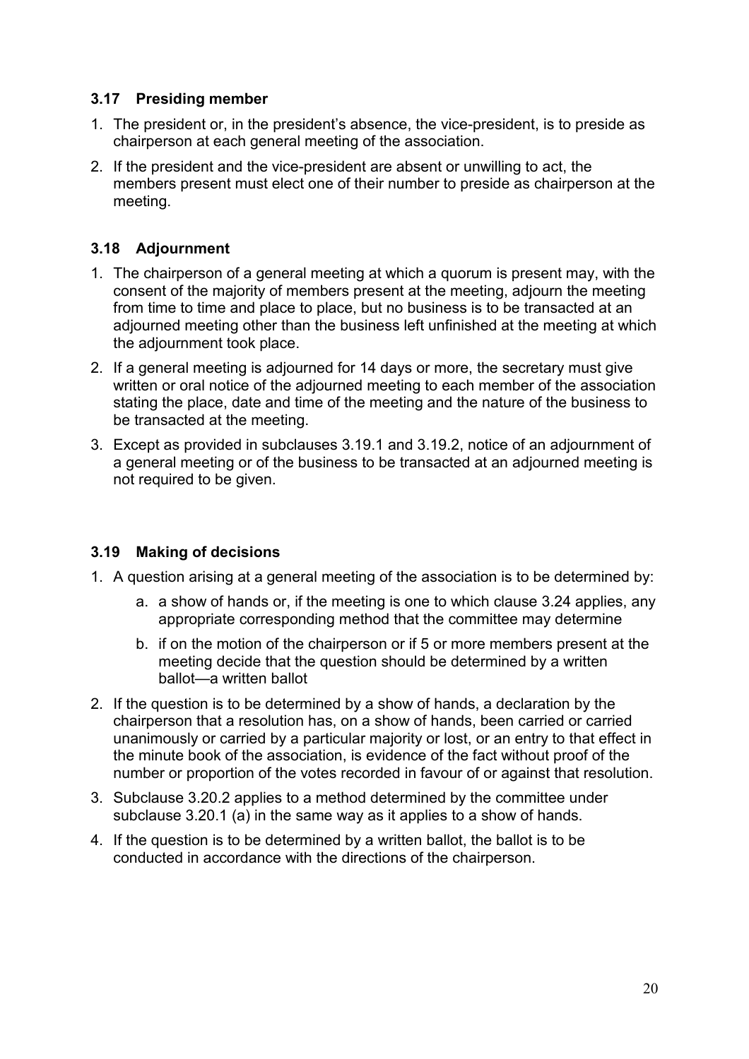### 3.17 Presiding member

1. The president or, in the president's absence, the vice-president, is to preside as chairperson at each general meeting of the association.
2. If the president and the vice-president are absent or unwilling to act, the members present must elect one of their number to preside as chairperson at the meeting.

### 3.18 Adjournment

1. The chairperson of a general meeting at which a quorum is present may, with the consent of the majority of members present at the meeting, adjourn the meeting from time to time and place to place, but no business is to be transacted at an adjourned meeting other than the business left unfinished at the meeting at which the adjournment took place.
2. If a general meeting is adjourned for 14 days or more, the secretary must give written or oral notice of the adjourned meeting to each member of the association stating the place, date and time of the meeting and the nature of the business to be transacted at the meeting.
3. Except as provided in subclauses 3.19.1 and 3.19.2, notice of an adjournment of a general meeting or of the business to be transacted at an adjourned meeting is not required to be given.

### 3.19 Making of decisions

1. A question arising at a general meeting of the association is to be determined by:
    a. a show of hands or, if the meeting is one to which clause 3.24 applies, any appropriate corresponding method that the committee may determine
    b. if on the motion of the chairperson or if 5 or more members present at the meeting decide that the question should be determined by a written ballot—a written ballot
2. If the question is to be determined by a show of hands, a declaration by the chairperson that a resolution has, on a show of hands, been carried or carried unanimously or carried by a particular majority or lost, or an entry to that effect in the minute book of the association, is evidence of the fact without proof of the number or proportion of the votes recorded in favour of or against that resolution.
3. Subclause 3.20.2 applies to a method determined by the committee under subclause 3.20.1 (a) in the same way as it applies to a show of hands.
4. If the question is to be determined by a written ballot, the ballot is to be conducted in accordance with the directions of the chairperson.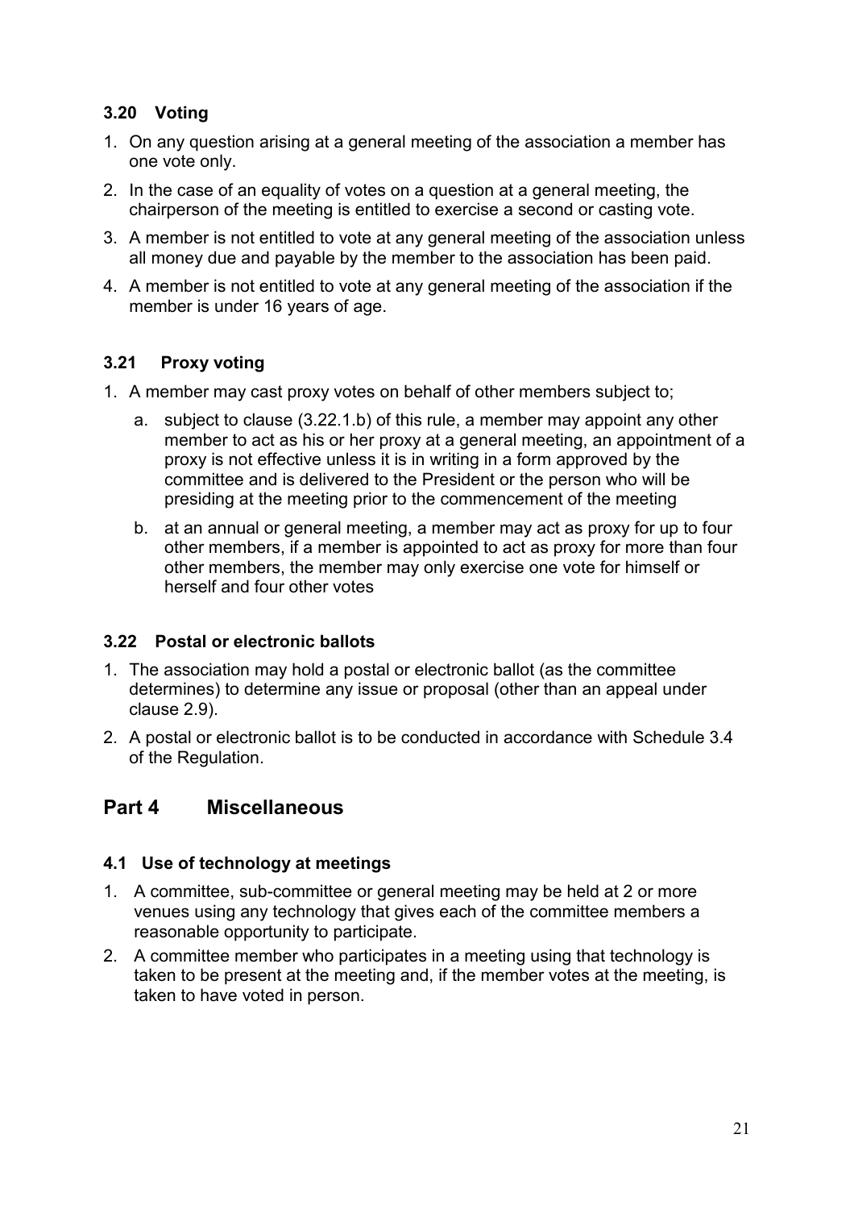### 3.20 Voting

1. On any question arising at a general meeting of the association a member has one vote only.
2. In the case of an equality of votes on a question at a general meeting, the chairperson of the meeting is entitled to exercise a second or casting vote.
3. A member is not entitled to vote at any general meeting of the association unless all money due and payable by the member to the association has been paid.
4. A member is not entitled to vote at any general meeting of the association if the member is under 16 years of age.

### 3.21 Proxy voting

1. A member may cast proxy votes on behalf of other members subject to;
   a. subject to clause (3.22.1.b) of this rule, a member may appoint any other member to act as his or her proxy at a general meeting, an appointment of a proxy is not effective unless it is in writing in a form approved by the committee and is delivered to the President or the person who will be presiding at the meeting prior to the commencement of the meeting
   b. at an annual or general meeting, a member may act as proxy for up to four other members, if a member is appointed to act as proxy for more than four other members, the member may only exercise one vote for himself or herself and four other votes

### 3.22 Postal or electronic ballots

1. The association may hold a postal or electronic ballot (as the committee determines) to determine any issue or proposal (other than an appeal under clause 2.9).
2. A postal or electronic ballot is to be conducted in accordance with Schedule 3.4 of the Regulation.

## Part 4 Miscellaneous

### 4.1 Use of technology at meetings

1. A committee, sub-committee or general meeting may be held at 2 or more venues using any technology that gives each of the committee members a reasonable opportunity to participate.
2. A committee member who participates in a meeting using that technology is taken to be present at the meeting and, if the member votes at the meeting, is taken to have voted in person.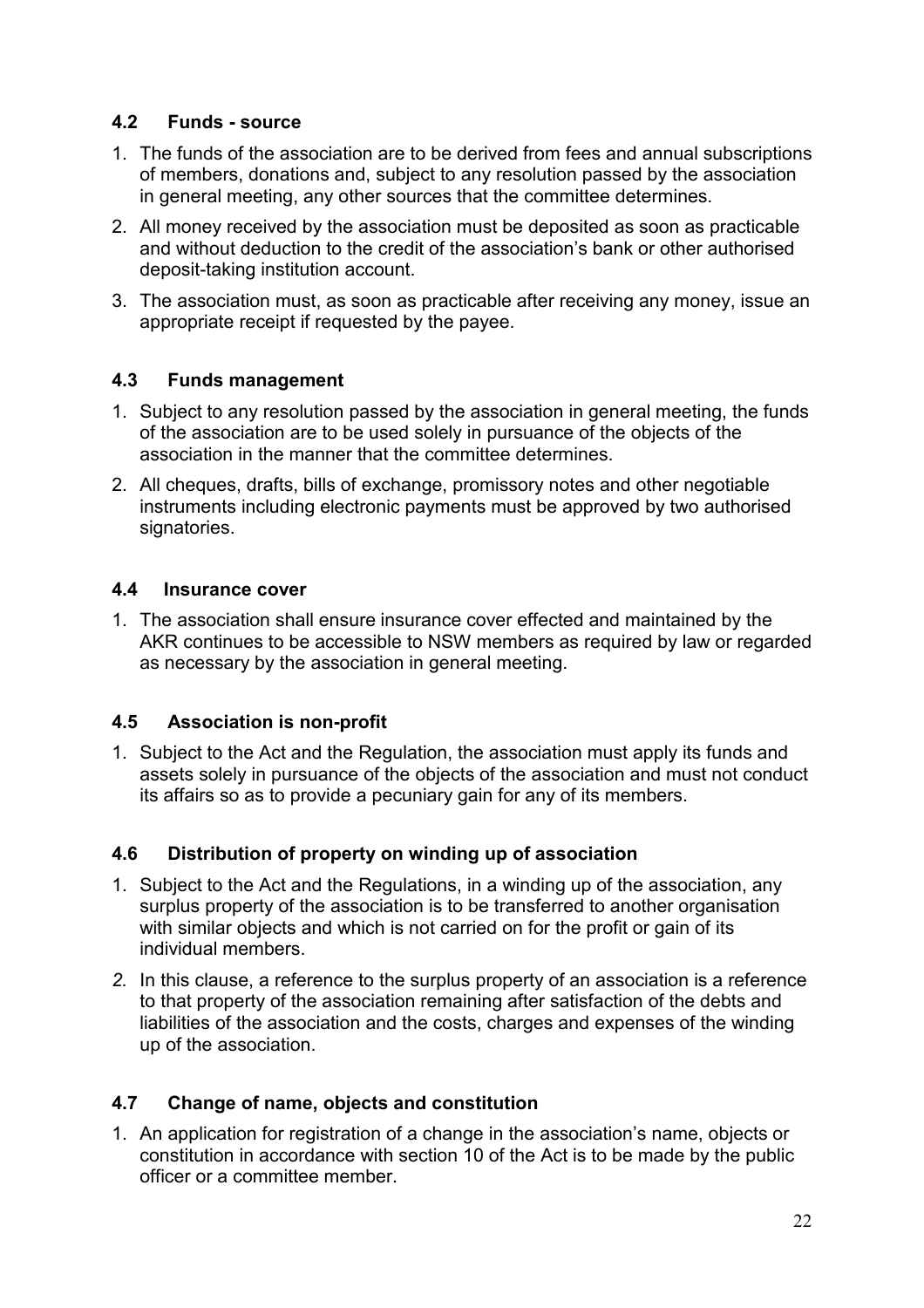### 4.2 Funds - source

1. The funds of the association are to be derived from fees and annual subscriptions of members, donations and, subject to any resolution passed by the association in general meeting, any other sources that the committee determines.
2. All money received by the association must be deposited as soon as practicable and without deduction to the credit of the association's bank or other authorised deposit-taking institution account.
3. The association must, as soon as practicable after receiving any money, issue an appropriate receipt if requested by the payee.

### 4.3 Funds management

1. Subject to any resolution passed by the association in general meeting, the funds of the association are to be used solely in pursuance of the objects of the association in the manner that the committee determines.
2. All cheques, drafts, bills of exchange, promissory notes and other negotiable instruments including electronic payments must be approved by two authorised signatories.

### 4.4 Insurance cover

1. The association shall ensure insurance cover effected and maintained by the AKR continues to be accessible to NSW members as required by law or regarded as necessary by the association in general meeting.

### 4.5 Association is non-profit

1. Subject to the Act and the Regulation, the association must apply its funds and assets solely in pursuance of the objects of the association and must not conduct its affairs so as to provide a pecuniary gain for any of its members.

### 4.6 Distribution of property on winding up of association

1. Subject to the Act and the Regulations, in a winding up of the association, any surplus property of the association is to be transferred to another organisation with similar objects and which is not carried on for the profit or gain of its individual members.
2. In this clause, a reference to the surplus property of an association is a reference to that property of the association remaining after satisfaction of the debts and liabilities of the association and the costs, charges and expenses of the winding up of the association.

### 4.7 Change of name, objects and constitution

1. An application for registration of a change in the association's name, objects or constitution in accordance with section 10 of the Act is to be made by the public officer or a committee member.